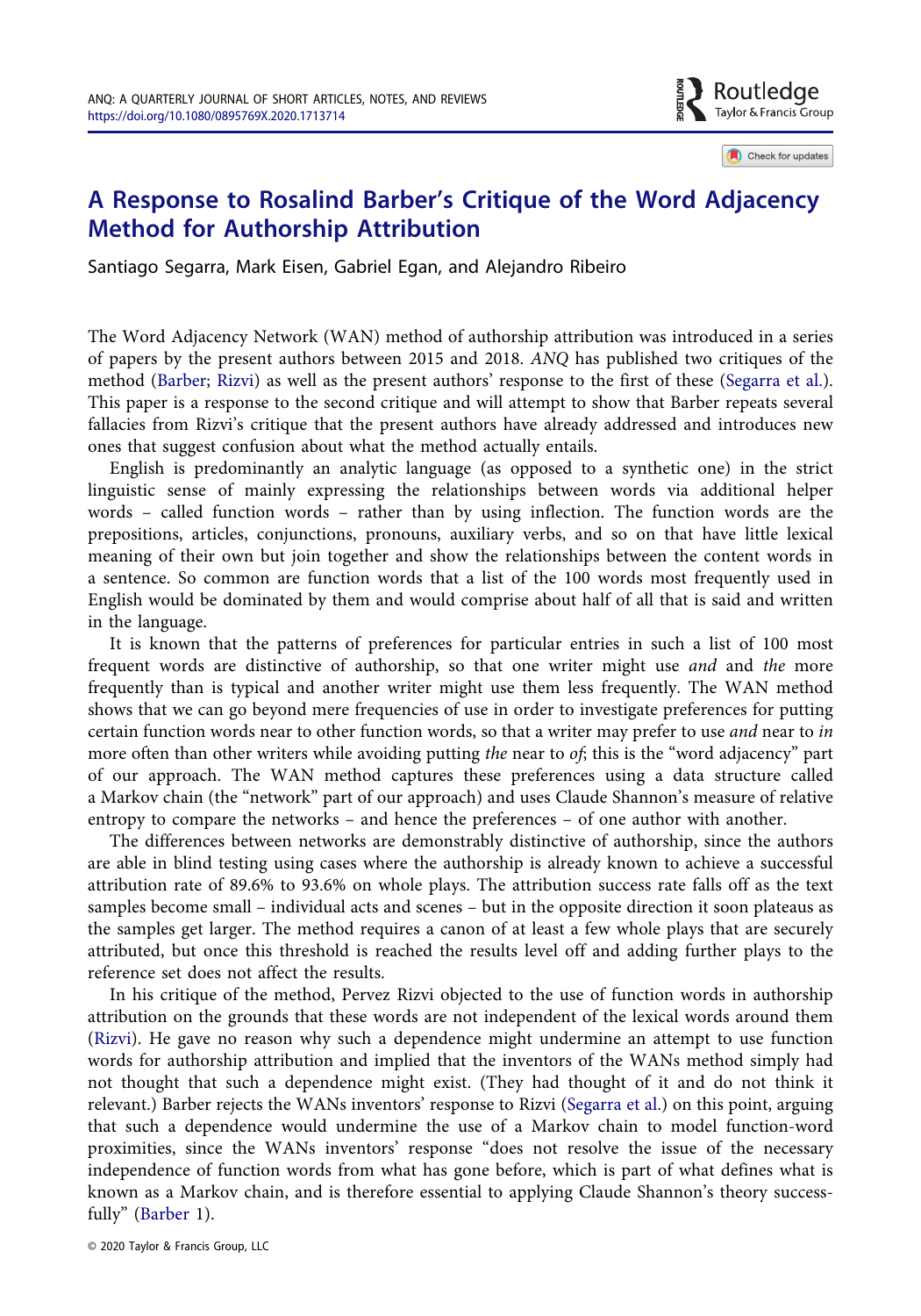# A Response to Rosalind Barber's Critique of the Word Adjacency Method for Authorship Attribution

Santiago Segarra, Mark Eisen, Gabriel Egan, and Alejandro Ribeiro

The Word Adjacency Network (WAN) method of authorship attribution was introduced in a series of papers by the present authors between 2015 and 2018. *ANQ* has published two critiques of the method (Barber; Rizvi) as well as the present authors' response to the first of these (Segarra et al.). This paper is a response to the second critique and will attempt to show that Barber repeats several fallacies from Rizvi's critique that the present authors have already addressed and introduces new ones that suggest confusion about what the method actually entails.

English is predominantly an analytic language (as opposed to a synthetic one) in the strict linguistic sense of mainly expressing the relationships between words via additional helper words – called function words – rather than by using inflection. The function words are the prepositions, articles, conjunctions, pronouns, auxiliary verbs, and so on that have little lexical meaning of their own but join together and show the relationships between the content words in a sentence. So common are function words that a list of the 100 words most frequently used in English would be dominated by them and would comprise about half of all that is said and written in the language.

It is known that the patterns of preferences for particular entries in such a list of 100 most frequent words are distinctive of authorship, so that one writer might use *and* and *the* more frequently than is typical and another writer might use them less frequently. The WAN method shows that we can go beyond mere frequencies of use in order to investigate preferences for putting certain function words near to other function words, so that a writer may prefer to use *and* near to *in* more often than other writers while avoiding putting *the* near to *of*; this is the "word adjacency" part of our approach. The WAN method captures these preferences using a data structure called a Markov chain (the "network" part of our approach) and uses Claude Shannon's measure of relative entropy to compare the networks – and hence the preferences – of one author with another.

The differences between networks are demonstrably distinctive of authorship, since the authors are able in blind testing using cases where the authorship is already known to achieve a successful attribution rate of 89.6% to 93.6% on whole plays. The attribution success rate falls off as the text samples become small – individual acts and scenes – but in the opposite direction it soon plateaus as the samples get larger. The method requires a canon of at least a few whole plays that are securely attributed, but once this threshold is reached the results level off and adding further plays to the reference set does not affect the results.

In his critique of the method, Pervez Rizvi objected to the use of function words in authorship attribution on the grounds that these words are not independent of the lexical words around them (Rizvi). He gave no reason why such a dependence might undermine an attempt to use function words for authorship attribution and implied that the inventors of the WANs method simply had not thought that such a dependence might exist. (They had thought of it and do not think it relevant.) Barber rejects the WANs inventors' response to Rizvi (Segarra et al.) on this point, arguing that such a dependence would undermine the use of a Markov chain to model function-word proximities, since the WANs inventors' response "does not resolve the issue of the necessary independence of function words from what has gone before, which is part of what defines what is known as a Markov chain, and is therefore essential to applying Claude Shannon's theory successfully" (Barber 1).

© 2020 Taylor & Francis Group, LLC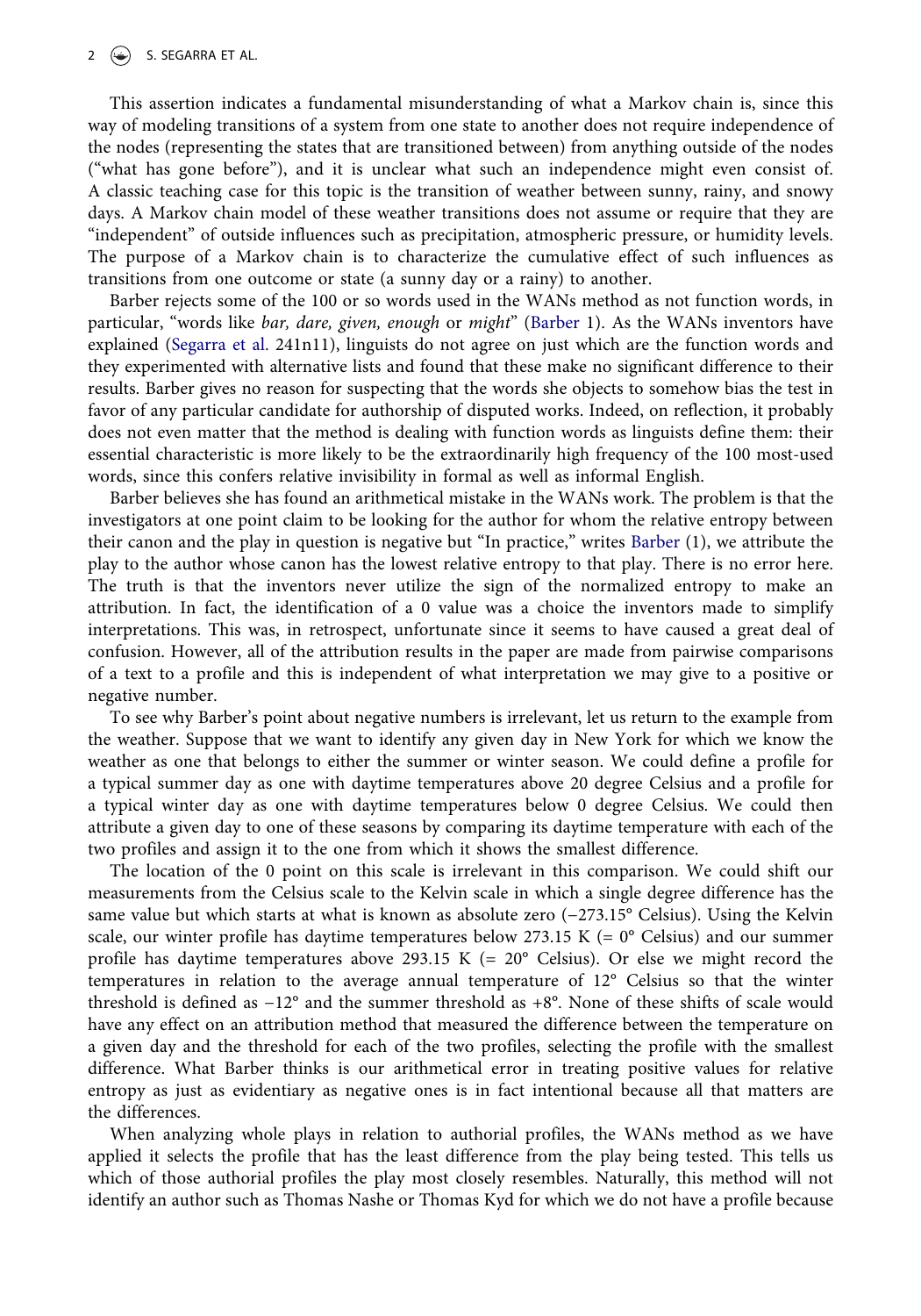This assertion indicates a fundamental misunderstanding of what a Markov chain is, since this way of modeling transitions of a system from one state to another does not require independence of the nodes (representing the states that are transitioned between) from anything outside of the nodes ("what has gone before"), and it is unclear what such an independence might even consist of. A classic teaching case for this topic is the transition of weather between sunny, rainy, and snowy days. A Markov chain model of these weather transitions does not assume or require that they are "independent" of outside influences such as precipitation, atmospheric pressure, or humidity levels. The purpose of a Markov chain is to characterize the cumulative effect of such influences as transitions from one outcome or state (a sunny day or a rainy) to another.

Barber rejects some of the 100 or so words used in the WANs method as not function words, in particular, "words like *bar, dare, given, enough* or *might*" (Barber 1). As the WANs inventors have explained (Segarra et al. 241n11), linguists do not agree on just which are the function words and they experimented with alternative lists and found that these make no significant difference to their results. Barber gives no reason for suspecting that the words she objects to somehow bias the test in favor of any particular candidate for authorship of disputed works. Indeed, on reflection, it probably does not even matter that the method is dealing with function words as linguists define them: their essential characteristic is more likely to be the extraordinarily high frequency of the 100 most-used words, since this confers relative invisibility in formal as well as informal English.

Barber believes she has found an arithmetical mistake in the WANs work. The problem is that the investigators at one point claim to be looking for the author for whom the relative entropy between their canon and the play in question is negative but "In practice," writes Barber (1), we attribute the play to the author whose canon has the lowest relative entropy to that play. There is no error here. The truth is that the inventors never utilize the sign of the normalized entropy to make an attribution. In fact, the identification of a 0 value was a choice the inventors made to simplify interpretations. This was, in retrospect, unfortunate since it seems to have caused a great deal of confusion. However, all of the attribution results in the paper are made from pairwise comparisons of a text to a profile and this is independent of what interpretation we may give to a positive or negative number.

To see why Barber's point about negative numbers is irrelevant, let us return to the example from the weather. Suppose that we want to identify any given day in New York for which we know the weather as one that belongs to either the summer or winter season. We could define a profile for a typical summer day as one with daytime temperatures above 20 degree Celsius and a profile for a typical winter day as one with daytime temperatures below 0 degree Celsius. We could then attribute a given day to one of these seasons by comparing its daytime temperature with each of the two profiles and assign it to the one from which it shows the smallest difference.

The location of the 0 point on this scale is irrelevant in this comparison. We could shift our measurements from the Celsius scale to the Kelvin scale in which a single degree difference has the same value but which starts at what is known as absolute zero (−273.15° Celsius). Using the Kelvin scale, our winter profile has daytime temperatures below 273.15 K (= 0° Celsius) and our summer profile has daytime temperatures above 293.15 K (= 20° Celsius). Or else we might record the temperatures in relation to the average annual temperature of 12° Celsius so that the winter threshold is defined as −12° and the summer threshold as +8°. None of these shifts of scale would have any effect on an attribution method that measured the difference between the temperature on a given day and the threshold for each of the two profiles, selecting the profile with the smallest difference. What Barber thinks is our arithmetical error in treating positive values for relative entropy as just as evidentiary as negative ones is in fact intentional because all that matters are the differences.

When analyzing whole plays in relation to authorial profiles, the WANs method as we have applied it selects the profile that has the least difference from the play being tested. This tells us which of those authorial profiles the play most closely resembles. Naturally, this method will not identify an author such as Thomas Nashe or Thomas Kyd for which we do not have a profile because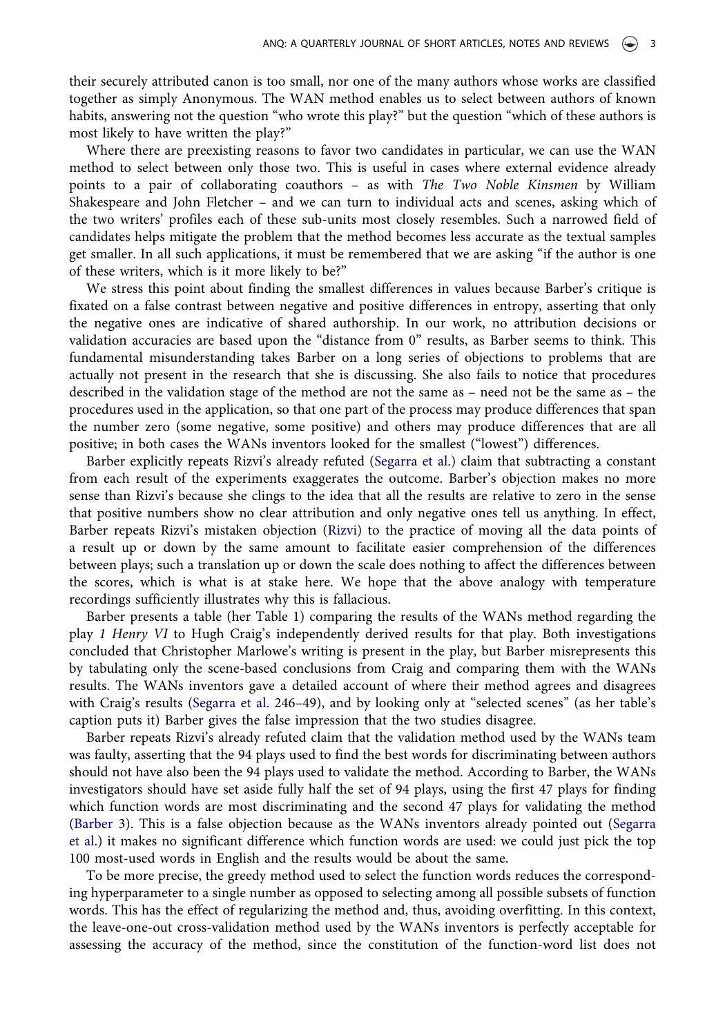their securely attributed canon is too small, nor one of the many authors whose works are classified together as simply Anonymous. The WAN method enables us to select between authors of known habits, answering not the question "who wrote this play?" but the question "which of these authors is most likely to have written the play?"

Where there are preexisting reasons to favor two candidates in particular, we can use the WAN method to select between only those two. This is useful in cases where external evidence already points to a pair of collaborating coauthors – as with *The Two Noble Kinsmen* by William Shakespeare and John Fletcher – and we can turn to individual acts and scenes, asking which of the two writers' profiles each of these sub-units most closely resembles. Such a narrowed field of candidates helps mitigate the problem that the method becomes less accurate as the textual samples get smaller. In all such applications, it must be remembered that we are asking "if the author is one of these writers, which is it more likely to be?"

We stress this point about finding the smallest differences in values because Barber's critique is fixated on a false contrast between negative and positive differences in entropy, asserting that only the negative ones are indicative of shared authorship. In our work, no attribution decisions or validation accuracies are based upon the "distance from 0" results, as Barber seems to think. This fundamental misunderstanding takes Barber on a long series of objections to problems that are actually not present in the research that she is discussing. She also fails to notice that procedures described in the validation stage of the method are not the same as – need not be the same as – the procedures used in the application, so that one part of the process may produce differences that span the number zero (some negative, some positive) and others may produce differences that are all positive; in both cases the WANs inventors looked for the smallest ("lowest") differences.

Barber explicitly repeats Rizvi's already refuted (Segarra et al.) claim that subtracting a constant from each result of the experiments exaggerates the outcome. Barber's objection makes no more sense than Rizvi's because she clings to the idea that all the results are relative to zero in the sense that positive numbers show no clear attribution and only negative ones tell us anything. In effect, Barber repeats Rizvi's mistaken objection (Rizvi) to the practice of moving all the data points of a result up or down by the same amount to facilitate easier comprehension of the differences between plays; such a translation up or down the scale does nothing to affect the differences between the scores, which is what is at stake here. We hope that the above analogy with temperature recordings sufficiently illustrates why this is fallacious.

Barber presents a table (her Table 1) comparing the results of the WANs method regarding the play *1 Henry VI* to Hugh Craig's independently derived results for that play. Both investigations concluded that Christopher Marlowe's writing is present in the play, but Barber misrepresents this by tabulating only the scene-based conclusions from Craig and comparing them with the WANs results. The WANs inventors gave a detailed account of where their method agrees and disagrees with Craig's results (Segarra et al. 246–49), and by looking only at "selected scenes" (as her table's caption puts it) Barber gives the false impression that the two studies disagree.

Barber repeats Rizvi's already refuted claim that the validation method used by the WANs team was faulty, asserting that the 94 plays used to find the best words for discriminating between authors should not have also been the 94 plays used to validate the method. According to Barber, the WANs investigators should have set aside fully half the set of 94 plays, using the first 47 plays for finding which function words are most discriminating and the second 47 plays for validating the method (Barber 3). This is a false objection because as the WANs inventors already pointed out (Segarra et al.) it makes no significant difference which function words are used: we could just pick the top 100 most-used words in English and the results would be about the same.

To be more precise, the greedy method used to select the function words reduces the corresponding hyperparameter to a single number as opposed to selecting among all possible subsets of function words. This has the effect of regularizing the method and, thus, avoiding overfitting. In this context, the leave-one-out cross-validation method used by the WANs inventors is perfectly acceptable for assessing the accuracy of the method, since the constitution of the function-word list does not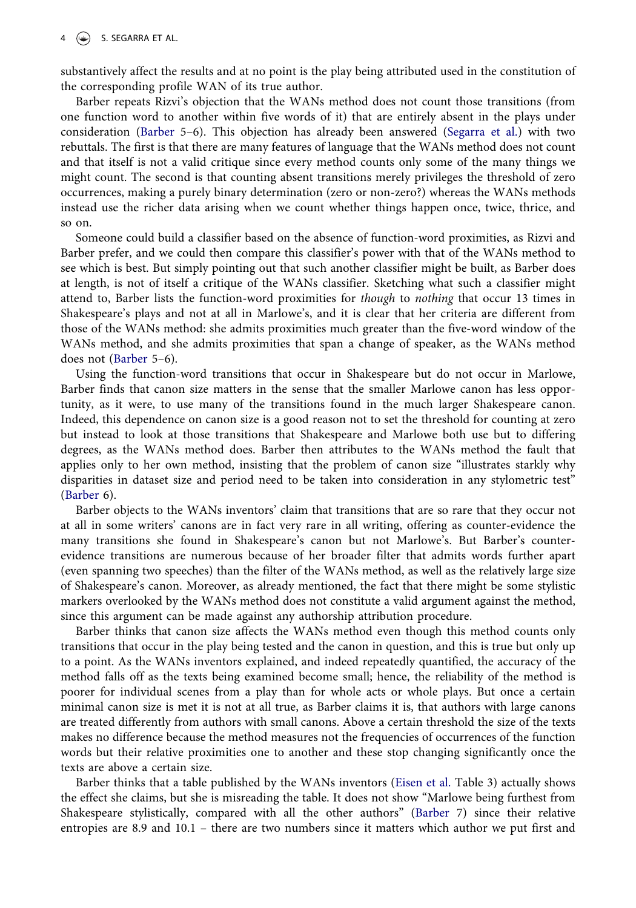substantively affect the results and at no point is the play being attributed used in the constitution of the corresponding profile WAN of its true author.

Barber repeats Rizvi's objection that the WANs method does not count those transitions (from one function word to another within five words of it) that are entirely absent in the plays under consideration (Barber 5–6). This objection has already been answered (Segarra et al.) with two rebuttals. The first is that there are many features of language that the WANs method does not count and that itself is not a valid critique since every method counts only some of the many things we might count. The second is that counting absent transitions merely privileges the threshold of zero occurrences, making a purely binary determination (zero or non-zero?) whereas the WANs methods instead use the richer data arising when we count whether things happen once, twice, thrice, and so on.

Someone could build a classifier based on the absence of function-word proximities, as Rizvi and Barber prefer, and we could then compare this classifier's power with that of the WANs method to see which is best. But simply pointing out that such another classifier might be built, as Barber does at length, is not of itself a critique of the WANs classifier. Sketching what such a classifier might attend to, Barber lists the function-word proximities for *though* to *nothing* that occur 13 times in Shakespeare's plays and not at all in Marlowe's, and it is clear that her criteria are different from those of the WANs method: she admits proximities much greater than the five-word window of the WANs method, and she admits proximities that span a change of speaker, as the WANs method does not (Barber 5–6).

Using the function-word transitions that occur in Shakespeare but do not occur in Marlowe, Barber finds that canon size matters in the sense that the smaller Marlowe canon has less opportunity, as it were, to use many of the transitions found in the much larger Shakespeare canon. Indeed, this dependence on canon size is a good reason not to set the threshold for counting at zero but instead to look at those transitions that Shakespeare and Marlowe both use but to differing degrees, as the WANs method does. Barber then attributes to the WANs method the fault that applies only to her own method, insisting that the problem of canon size "illustrates starkly why disparities in dataset size and period need to be taken into consideration in any stylometric test" (Barber 6).

Barber objects to the WANs inventors' claim that transitions that are so rare that they occur not at all in some writers' canons are in fact very rare in all writing, offering as counter-evidence the many transitions she found in Shakespeare's canon but not Marlowe's. But Barber's counter-evidence transitions are numerous because of her broader filter that admits words further apart (even spanning two speeches) than the filter of the WANs method, as well as the relatively large size of Shakespeare's canon. Moreover, as already mentioned, the fact that there might be some stylistic markers overlooked by the WANs method does not constitute a valid argument against the method, since this argument can be made against any authorship attribution procedure.

Barber thinks that canon size affects the WANs method even though this method counts only transitions that occur in the play being tested and the canon in question, and this is true but only up to a point. As the WANs inventors explained, and indeed repeatedly quantified, the accuracy of the method falls off as the texts being examined become small; hence, the reliability of the method is poorer for individual scenes from a play than for whole acts or whole plays. But once a certain minimal canon size is met it is not at all true, as Barber claims it is, that authors with large canons are treated differently from authors with small canons. Above a certain threshold the size of the texts makes no difference because the method measures not the frequencies of occurrences of the function words but their relative proximities one to another and these stop changing significantly once the texts are above a certain size.

Barber thinks that a table published by the WANs inventors (Eisen et al. Table 3) actually shows the effect she claims, but she is misreading the table. It does not show "Marlowe being furthest from Shakespeare stylistically, compared with all the other authors" (Barber 7) since their relative entropies are 8.9 and 10.1 – there are two numbers since it matters which author we put first and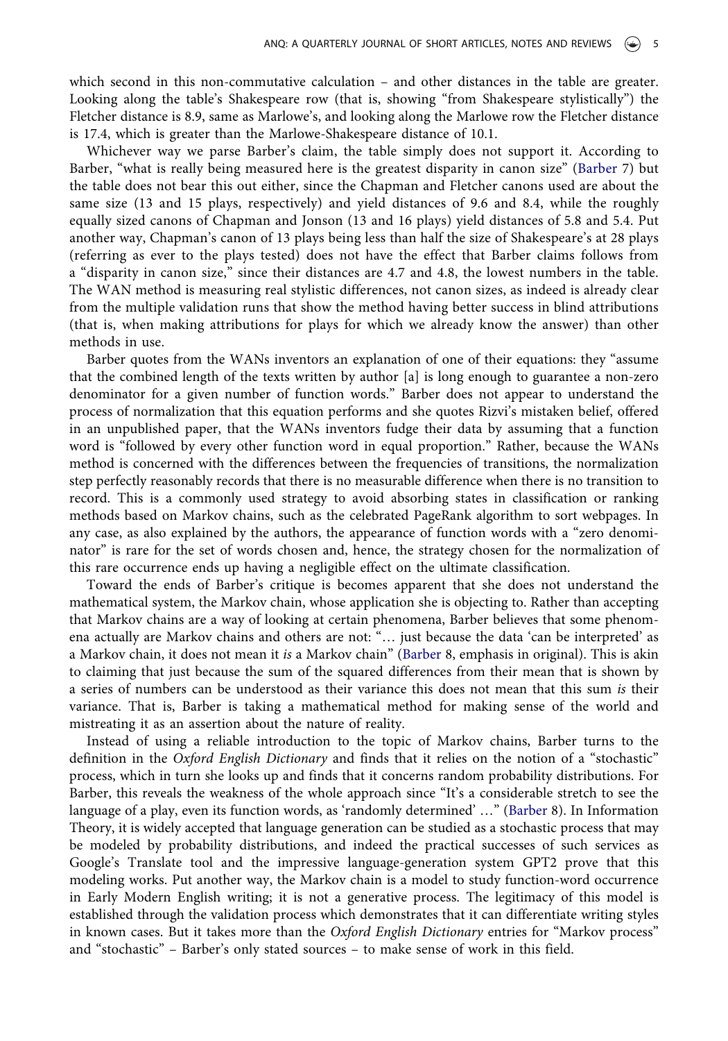which second in this non-commutative calculation – and other distances in the table are greater. Looking along the table's Shakespeare row (that is, showing "from Shakespeare stylistically") the Fletcher distance is 8.9, same as Marlowe's, and looking along the Marlowe row the Fletcher distance is 17.4, which is greater than the Marlowe-Shakespeare distance of 10.1.

Whichever way we parse Barber's claim, the table simply does not support it. According to Barber, "what is really being measured here is the greatest disparity in canon size" (Barber 7) but the table does not bear this out either, since the Chapman and Fletcher canons used are about the same size (13 and 15 plays, respectively) and yield distances of 9.6 and 8.4, while the roughly equally sized canons of Chapman and Jonson (13 and 16 plays) yield distances of 5.8 and 5.4. Put another way, Chapman's canon of 13 plays being less than half the size of Shakespeare's at 28 plays (referring as ever to the plays tested) does not have the effect that Barber claims follows from a "disparity in canon size," since their distances are 4.7 and 4.8, the lowest numbers in the table. The WAN method is measuring real stylistic differences, not canon sizes, as indeed is already clear from the multiple validation runs that show the method having better success in blind attributions (that is, when making attributions for plays for which we already know the answer) than other methods in use.

Barber quotes from the WANs inventors an explanation of one of their equations: they "assume that the combined length of the texts written by author [a] is long enough to guarantee a non-zero denominator for a given number of function words." Barber does not appear to understand the process of normalization that this equation performs and she quotes Rizvi's mistaken belief, offered in an unpublished paper, that the WANs inventors fudge their data by assuming that a function word is "followed by every other function word in equal proportion." Rather, because the WANs method is concerned with the differences between the frequencies of transitions, the normalization step perfectly reasonably records that there is no measurable difference when there is no transition to record. This is a commonly used strategy to avoid absorbing states in classification or ranking methods based on Markov chains, such as the celebrated PageRank algorithm to sort webpages. In any case, as also explained by the authors, the appearance of function words with a "zero denominator" is rare for the set of words chosen and, hence, the strategy chosen for the normalization of this rare occurrence ends up having a negligible effect on the ultimate classification.

Toward the ends of Barber's critique is becomes apparent that she does not understand the mathematical system, the Markov chain, whose application she is objecting to. Rather than accepting that Markov chains are a way of looking at certain phenomena, Barber believes that some phenomena actually are Markov chains and others are not: "… just because the data 'can be interpreted' as a Markov chain, it does not mean it *is* a Markov chain" (Barber 8, emphasis in original). This is akin to claiming that just because the sum of the squared differences from their mean that is shown by a series of numbers can be understood as their variance this does not mean that this sum *is* their variance. That is, Barber is taking a mathematical method for making sense of the world and mistreating it as an assertion about the nature of reality.

Instead of using a reliable introduction to the topic of Markov chains, Barber turns to the definition in the *Oxford English Dictionary* and finds that it relies on the notion of a "stochastic" process, which in turn she looks up and finds that it concerns random probability distributions. For Barber, this reveals the weakness of the whole approach since "It's a considerable stretch to see the language of a play, even its function words, as 'randomly determined' …" (Barber 8). In Information Theory, it is widely accepted that language generation can be studied as a stochastic process that may be modeled by probability distributions, and indeed the practical successes of such services as Google's Translate tool and the impressive language-generation system GPT2 prove that this modeling works. Put another way, the Markov chain is a model to study function-word occurrence in Early Modern English writing; it is not a generative process. The legitimacy of this model is established through the validation process which demonstrates that it can differentiate writing styles in known cases. But it takes more than the *Oxford English Dictionary* entries for "Markov process" and "stochastic" – Barber's only stated sources – to make sense of work in this field.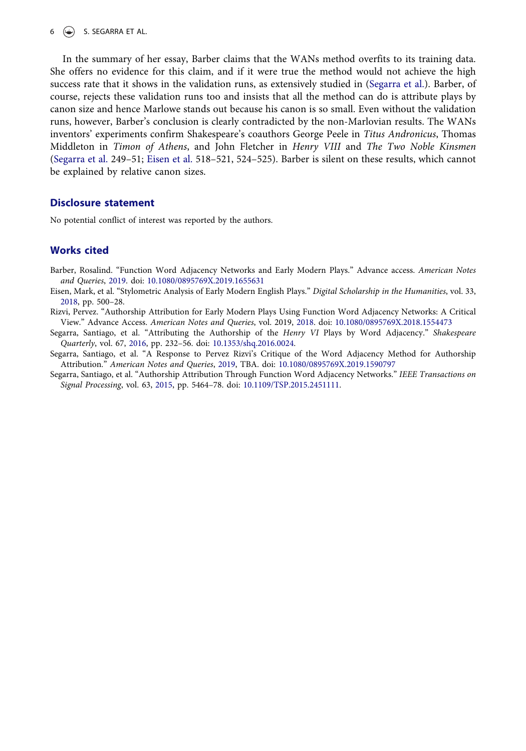In the summary of her essay, Barber claims that the WANs method overfits to its training data. She offers no evidence for this claim, and if it were true the method would not achieve the high success rate that it shows in the validation runs, as extensively studied in (Segarra et al.). Barber, of course, rejects these validation runs too and insists that all the method can do is attribute plays by canon size and hence Marlowe stands out because his canon is so small. Even without the validation runs, however, Barber's conclusion is clearly contradicted by the non-Marlovian results. The WANs inventors' experiments confirm Shakespeare's coauthors George Peele in *Titus Andronicus*, Thomas Middleton in *Timon of Athens*, and John Fletcher in *Henry VIII* and *The Two Noble Kinsmen* (Segarra et al. 249–51; Eisen et al. 518–521, 524–525). Barber is silent on these results, which cannot be explained by relative canon sizes.

## Disclosure statement

No potential conflict of interest was reported by the authors.

## Works cited

Barber, Rosalind. "Function Word Adjacency Networks and Early Modern Plays." Advance access. *American Notes and Queries*, 2019. doi: 10.1080/0895769X.2019.1655631

Eisen, Mark, et al. "Stylometric Analysis of Early Modern English Plays." *Digital Scholarship in the Humanities*, vol. 33, 2018, pp. 500–28.

Rizvi, Pervez. "Authorship Attribution for Early Modern Plays Using Function Word Adjacency Networks: A Critical View." Advance Access. *American Notes and Queries*, vol. 2019, 2018. doi: 10.1080/0895769X.2018.1554473

Segarra, Santiago, et al. "Attributing the Authorship of the *Henry VI* Plays by Word Adjacency." *Shakespeare Quarterly*, vol. 67, 2016, pp. 232–56. doi: 10.1353/shq.2016.0024.

Segarra, Santiago, et al. "A Response to Pervez Rizvi's Critique of the Word Adjacency Method for Authorship Attribution." *American Notes and Queries*, 2019, TBA. doi: 10.1080/0895769X.2019.1590797

Segarra, Santiago, et al. "Authorship Attribution Through Function Word Adjacency Networks." *IEEE Transactions on Signal Processing*, vol. 63, 2015, pp. 5464–78. doi: 10.1109/TSP.2015.2451111.